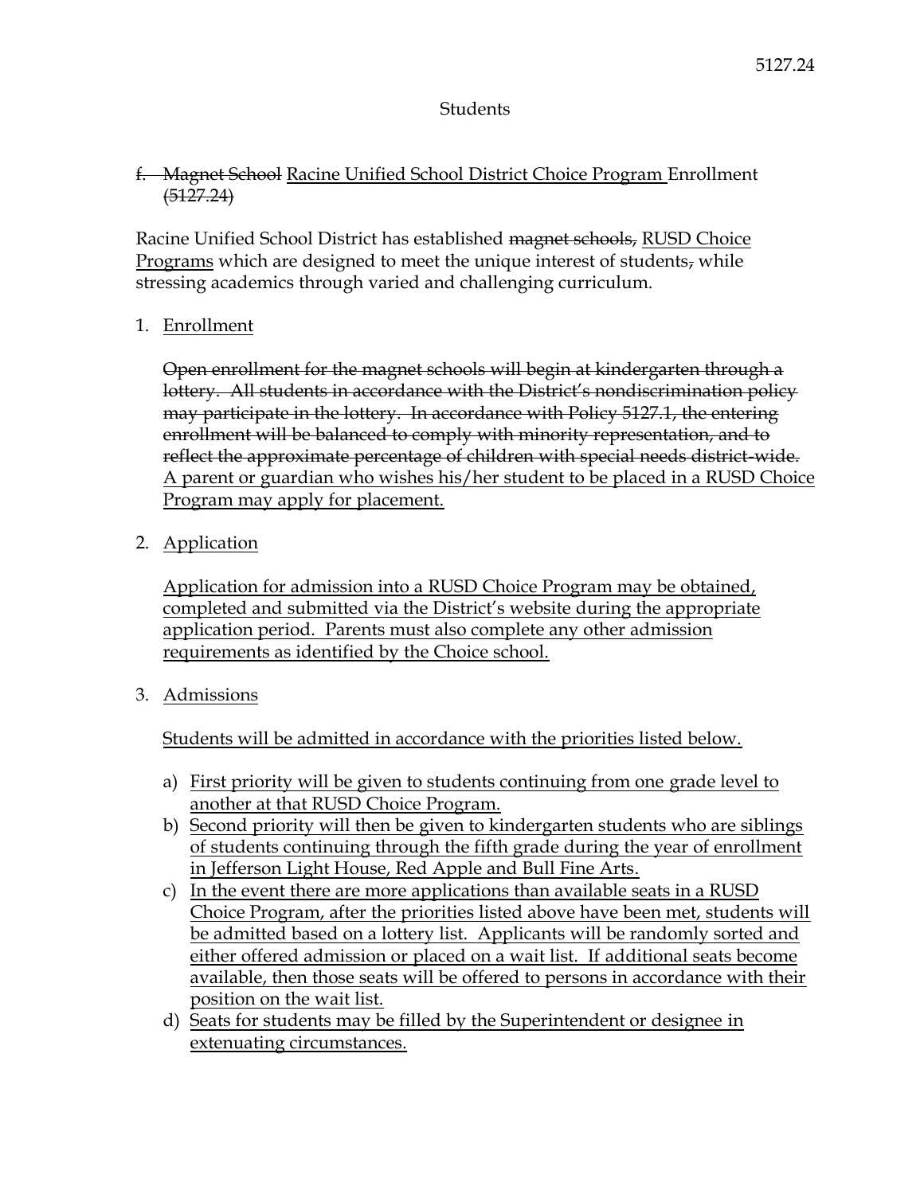5127.24

Students

f. ~~Magnet School~~ <u>Racine Unified School District Choice Program</u> Enrollment ~~(5127.24)~~

Racine Unified School District has established ~~magnet schools,~~ <u>RUSD Choice Programs</u> which are designed to meet the unique interest of students~~,~~ while stressing academics through varied and challenging curriculum.

1. <u>Enrollment</u>

   ~~Open enrollment for the magnet schools will begin at kindergarten through a lottery. All students in accordance with the District's nondiscrimination policy may participate in the lottery. In accordance with Policy 5127.1, the entering enrollment will be balanced to comply with minority representation, and to reflect the approximate percentage of children with special needs district-wide.~~ <u>A parent or guardian who wishes his/her student to be placed in a RUSD Choice Program may apply for placement.</u>

2. <u>Application</u>

   <u>Application for admission into a RUSD Choice Program may be obtained, completed and submitted via the District's website during the appropriate application period. Parents must also complete any other admission requirements as identified by the Choice school.</u>

3. <u>Admissions</u>

   <u>Students will be admitted in accordance with the priorities listed below.</u>

   a) <u>First priority will be given to students continuing from one grade level to another at that RUSD Choice Program.</u>
   b) <u>Second priority will then be given to kindergarten students who are siblings of students continuing through the fifth grade during the year of enrollment in Jefferson Light House, Red Apple and Bull Fine Arts.</u>
   c) <u>In the event there are more applications than available seats in a RUSD Choice Program, after the priorities listed above have been met, students will be admitted based on a lottery list. Applicants will be randomly sorted and either offered admission or placed on a wait list. If additional seats become available, then those seats will be offered to persons in accordance with their position on the wait list.</u>
   d) <u>Seats for students may be filled by the Superintendent or designee in extenuating circumstances.</u>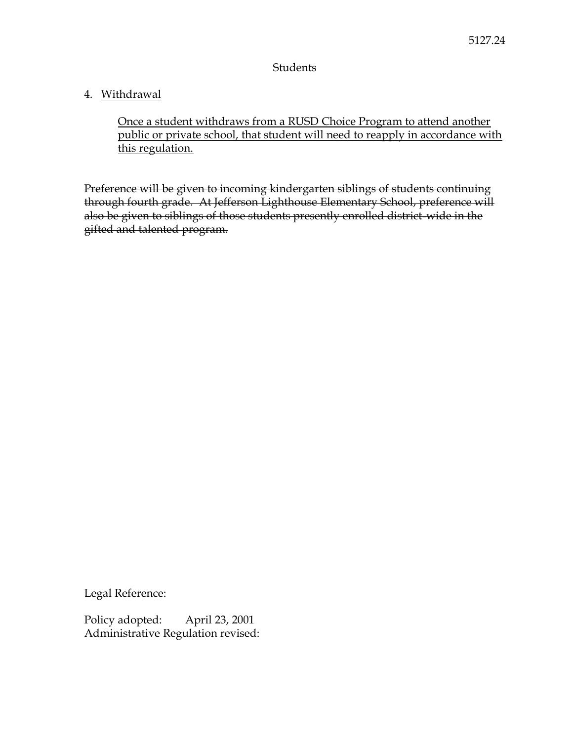Students

4. <u>Withdrawal</u>

   <u>Once a student withdraws from a RUSD Choice Program to attend another public or private school, that student will need to reapply in accordance with this regulation.</u>

~~Preference will be given to incoming kindergarten siblings of students continuing through fourth grade. At Jefferson Lighthouse Elementary School, preference will also be given to siblings of those students presently enrolled district-wide in the gifted and talented program.~~

Legal Reference:

Policy adopted: April 23, 2001
Administrative Regulation revised: